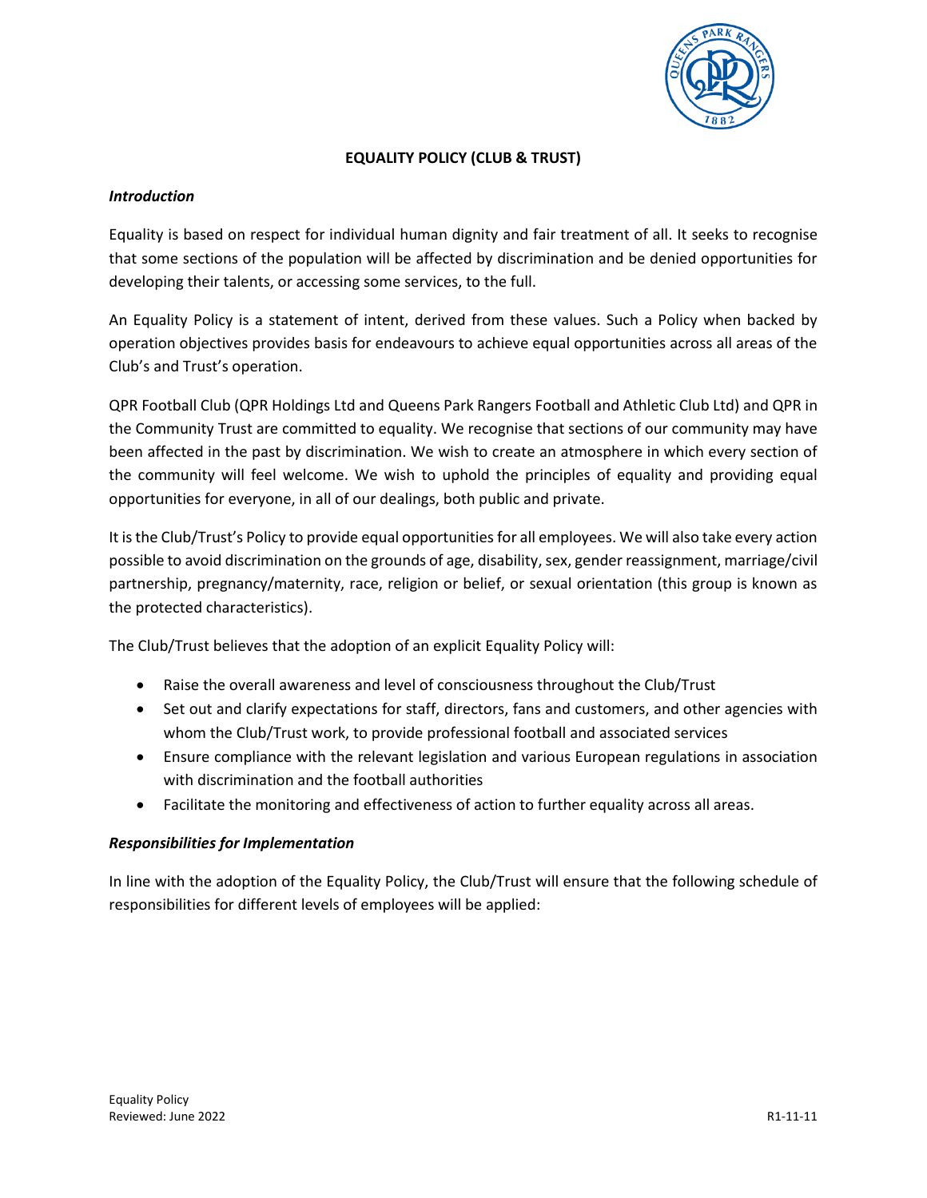# EQUALITY POLICY (CLUB & TRUST)

***Introduction***

Equality is based on respect for individual human dignity and fair treatment of all. It seeks to recognise that some sections of the population will be affected by discrimination and be denied opportunities for developing their talents, or accessing some services, to the full.

An Equality Policy is a statement of intent, derived from these values. Such a Policy when backed by operation objectives provides basis for endeavours to achieve equal opportunities across all areas of the Club's and Trust's operation.

QPR Football Club (QPR Holdings Ltd and Queens Park Rangers Football and Athletic Club Ltd) and QPR in the Community Trust are committed to equality. We recognise that sections of our community may have been affected in the past by discrimination. We wish to create an atmosphere in which every section of the community will feel welcome. We wish to uphold the principles of equality and providing equal opportunities for everyone, in all of our dealings, both public and private.

It is the Club/Trust's Policy to provide equal opportunities for all employees. We will also take every action possible to avoid discrimination on the grounds of age, disability, sex, gender reassignment, marriage/civil partnership, pregnancy/maternity, race, religion or belief, or sexual orientation (this group is known as the protected characteristics).

The Club/Trust believes that the adoption of an explicit Equality Policy will:

- Raise the overall awareness and level of consciousness throughout the Club/Trust
- Set out and clarify expectations for staff, directors, fans and customers, and other agencies with whom the Club/Trust work, to provide professional football and associated services
- Ensure compliance with the relevant legislation and various European regulations in association with discrimination and the football authorities
- Facilitate the monitoring and effectiveness of action to further equality across all areas.

***Responsibilities for Implementation***

In line with the adoption of the Equality Policy, the Club/Trust will ensure that the following schedule of responsibilities for different levels of employees will be applied: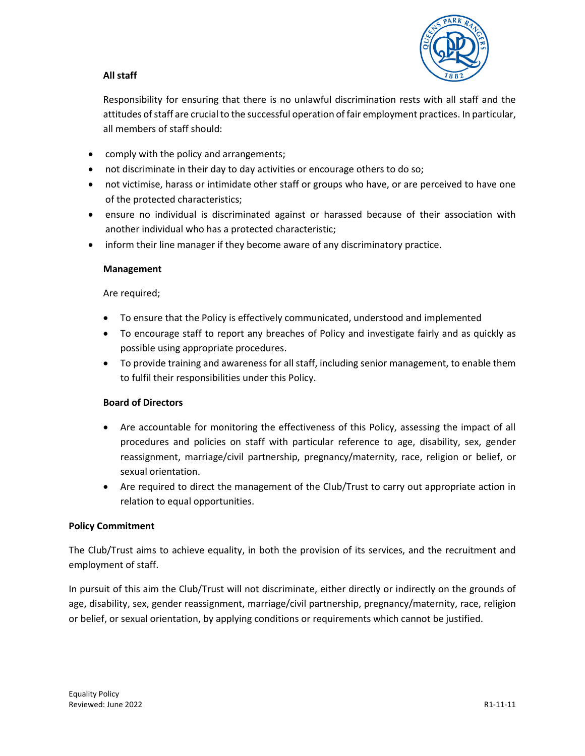**All staff**

Responsibility for ensuring that there is no unlawful discrimination rests with all staff and the attitudes of staff are crucial to the successful operation of fair employment practices. In particular, all members of staff should:

- comply with the policy and arrangements;
- not discriminate in their day to day activities or encourage others to do so;
- not victimise, harass or intimidate other staff or groups who have, or are perceived to have one of the protected characteristics;
- ensure no individual is discriminated against or harassed because of their association with another individual who has a protected characteristic;
- inform their line manager if they become aware of any discriminatory practice.

**Management**

Are required;

- To ensure that the Policy is effectively communicated, understood and implemented
- To encourage staff to report any breaches of Policy and investigate fairly and as quickly as possible using appropriate procedures.
- To provide training and awareness for all staff, including senior management, to enable them to fulfil their responsibilities under this Policy.

**Board of Directors**

- Are accountable for monitoring the effectiveness of this Policy, assessing the impact of all procedures and policies on staff with particular reference to age, disability, sex, gender reassignment, marriage/civil partnership, pregnancy/maternity, race, religion or belief, or sexual orientation.
- Are required to direct the management of the Club/Trust to carry out appropriate action in relation to equal opportunities.

**Policy Commitment**

The Club/Trust aims to achieve equality, in both the provision of its services, and the recruitment and employment of staff.

In pursuit of this aim the Club/Trust will not discriminate, either directly or indirectly on the grounds of age, disability, sex, gender reassignment, marriage/civil partnership, pregnancy/maternity, race, religion or belief, or sexual orientation, by applying conditions or requirements which cannot be justified.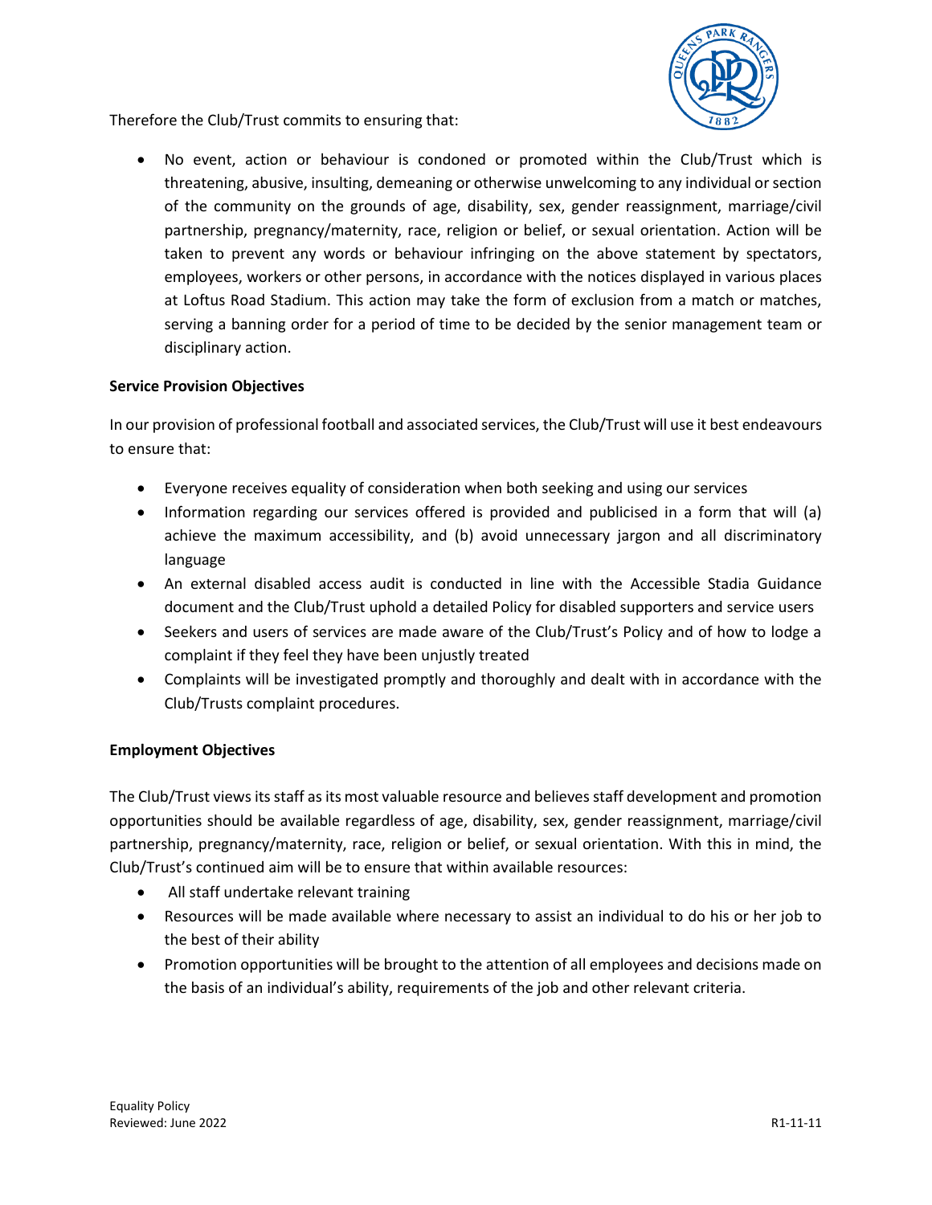Therefore the Club/Trust commits to ensuring that:

- No event, action or behaviour is condoned or promoted within the Club/Trust which is threatening, abusive, insulting, demeaning or otherwise unwelcoming to any individual or section of the community on the grounds of age, disability, sex, gender reassignment, marriage/civil partnership, pregnancy/maternity, race, religion or belief, or sexual orientation. Action will be taken to prevent any words or behaviour infringing on the above statement by spectators, employees, workers or other persons, in accordance with the notices displayed in various places at Loftus Road Stadium. This action may take the form of exclusion from a match or matches, serving a banning order for a period of time to be decided by the senior management team or disciplinary action.

**Service Provision Objectives**

In our provision of professional football and associated services, the Club/Trust will use it best endeavours to ensure that:

- Everyone receives equality of consideration when both seeking and using our services
- Information regarding our services offered is provided and publicised in a form that will (a) achieve the maximum accessibility, and (b) avoid unnecessary jargon and all discriminatory language
- An external disabled access audit is conducted in line with the Accessible Stadia Guidance document and the Club/Trust uphold a detailed Policy for disabled supporters and service users
- Seekers and users of services are made aware of the Club/Trust's Policy and of how to lodge a complaint if they feel they have been unjustly treated
- Complaints will be investigated promptly and thoroughly and dealt with in accordance with the Club/Trusts complaint procedures.

**Employment Objectives**

The Club/Trust views its staff as its most valuable resource and believes staff development and promotion opportunities should be available regardless of age, disability, sex, gender reassignment, marriage/civil partnership, pregnancy/maternity, race, religion or belief, or sexual orientation. With this in mind, the Club/Trust's continued aim will be to ensure that within available resources:

- All staff undertake relevant training
- Resources will be made available where necessary to assist an individual to do his or her job to the best of their ability
- Promotion opportunities will be brought to the attention of all employees and decisions made on the basis of an individual's ability, requirements of the job and other relevant criteria.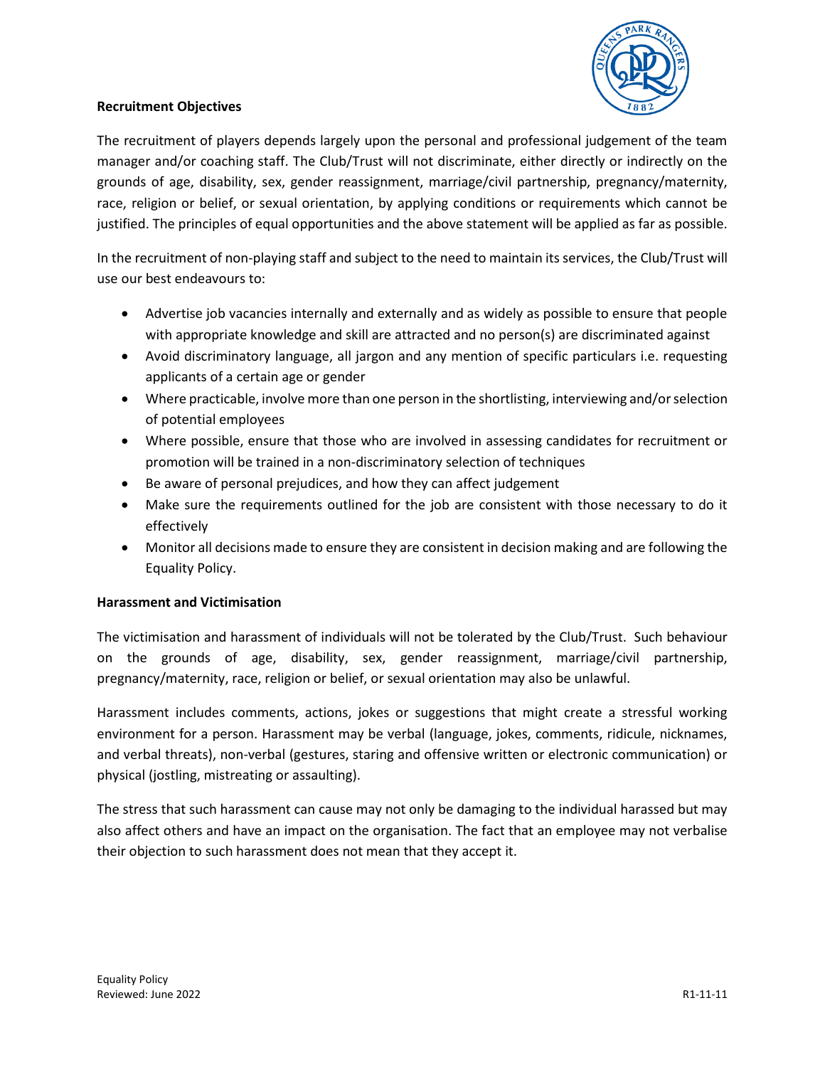**Recruitment Objectives**

The recruitment of players depends largely upon the personal and professional judgement of the team manager and/or coaching staff. The Club/Trust will not discriminate, either directly or indirectly on the grounds of age, disability, sex, gender reassignment, marriage/civil partnership, pregnancy/maternity, race, religion or belief, or sexual orientation, by applying conditions or requirements which cannot be justified. The principles of equal opportunities and the above statement will be applied as far as possible.

In the recruitment of non-playing staff and subject to the need to maintain its services, the Club/Trust will use our best endeavours to:

- Advertise job vacancies internally and externally and as widely as possible to ensure that people with appropriate knowledge and skill are attracted and no person(s) are discriminated against
- Avoid discriminatory language, all jargon and any mention of specific particulars i.e. requesting applicants of a certain age or gender
- Where practicable, involve more than one person in the shortlisting, interviewing and/or selection of potential employees
- Where possible, ensure that those who are involved in assessing candidates for recruitment or promotion will be trained in a non-discriminatory selection of techniques
- Be aware of personal prejudices, and how they can affect judgement
- Make sure the requirements outlined for the job are consistent with those necessary to do it effectively
- Monitor all decisions made to ensure they are consistent in decision making and are following the Equality Policy.

**Harassment and Victimisation**

The victimisation and harassment of individuals will not be tolerated by the Club/Trust. Such behaviour on the grounds of age, disability, sex, gender reassignment, marriage/civil partnership, pregnancy/maternity, race, religion or belief, or sexual orientation may also be unlawful.

Harassment includes comments, actions, jokes or suggestions that might create a stressful working environment for a person. Harassment may be verbal (language, jokes, comments, ridicule, nicknames, and verbal threats), non-verbal (gestures, staring and offensive written or electronic communication) or physical (jostling, mistreating or assaulting).

The stress that such harassment can cause may not only be damaging to the individual harassed but may also affect others and have an impact on the organisation. The fact that an employee may not verbalise their objection to such harassment does not mean that they accept it.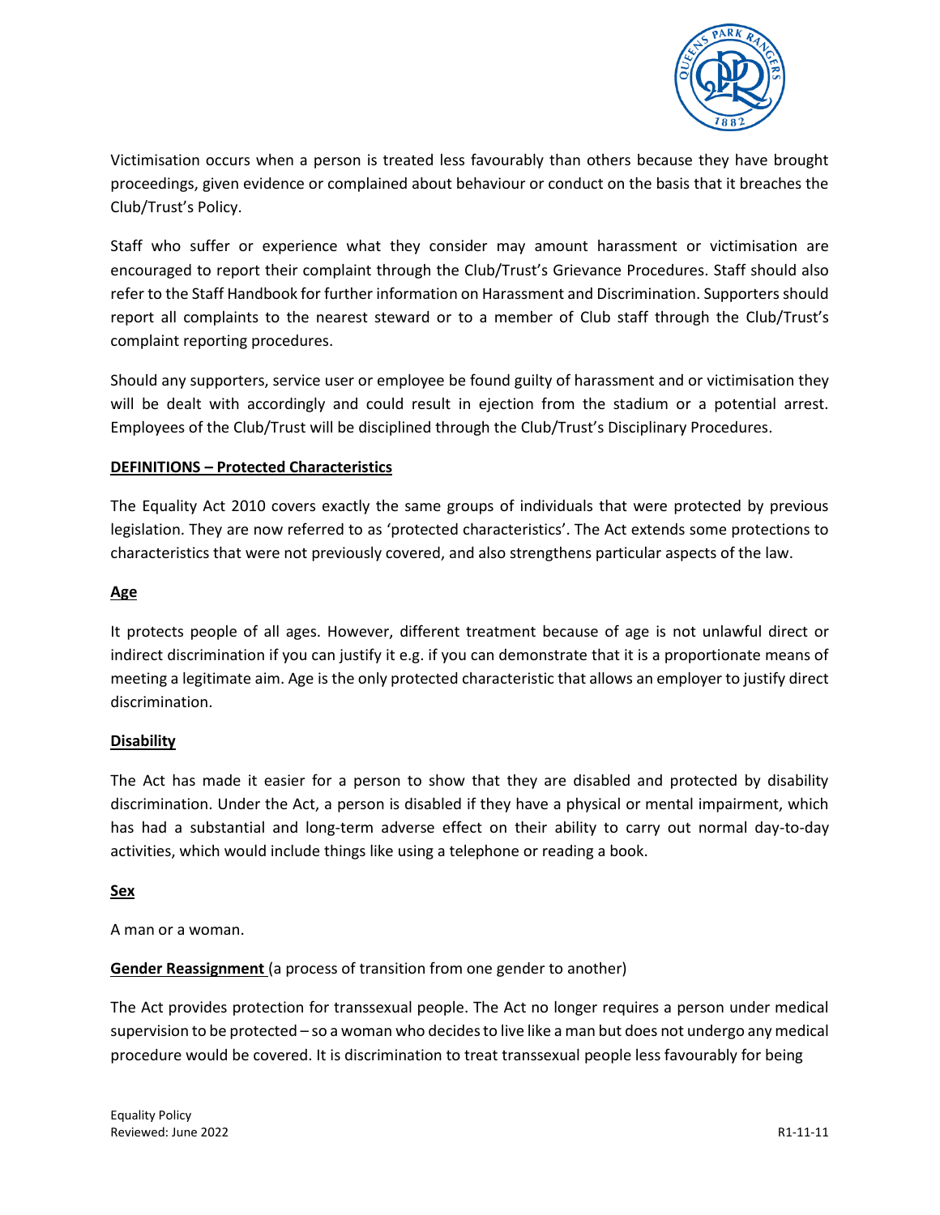Victimisation occurs when a person is treated less favourably than others because they have brought proceedings, given evidence or complained about behaviour or conduct on the basis that it breaches the Club/Trust's Policy.

Staff who suffer or experience what they consider may amount harassment or victimisation are encouraged to report their complaint through the Club/Trust's Grievance Procedures. Staff should also refer to the Staff Handbook for further information on Harassment and Discrimination. Supporters should report all complaints to the nearest steward or to a member of Club staff through the Club/Trust's complaint reporting procedures.

Should any supporters, service user or employee be found guilty of harassment and or victimisation they will be dealt with accordingly and could result in ejection from the stadium or a potential arrest. Employees of the Club/Trust will be disciplined through the Club/Trust's Disciplinary Procedures.

**DEFINITIONS – Protected Characteristics**

The Equality Act 2010 covers exactly the same groups of individuals that were protected by previous legislation. They are now referred to as 'protected characteristics'. The Act extends some protections to characteristics that were not previously covered, and also strengthens particular aspects of the law.

**Age**

It protects people of all ages. However, different treatment because of age is not unlawful direct or indirect discrimination if you can justify it e.g. if you can demonstrate that it is a proportionate means of meeting a legitimate aim. Age is the only protected characteristic that allows an employer to justify direct discrimination.

**Disability**

The Act has made it easier for a person to show that they are disabled and protected by disability discrimination. Under the Act, a person is disabled if they have a physical or mental impairment, which has had a substantial and long-term adverse effect on their ability to carry out normal day-to-day activities, which would include things like using a telephone or reading a book.

**Sex**

A man or a woman.

**Gender Reassignment** (a process of transition from one gender to another)

The Act provides protection for transsexual people. The Act no longer requires a person under medical supervision to be protected – so a woman who decides to live like a man but does not undergo any medical procedure would be covered. It is discrimination to treat transsexual people less favourably for being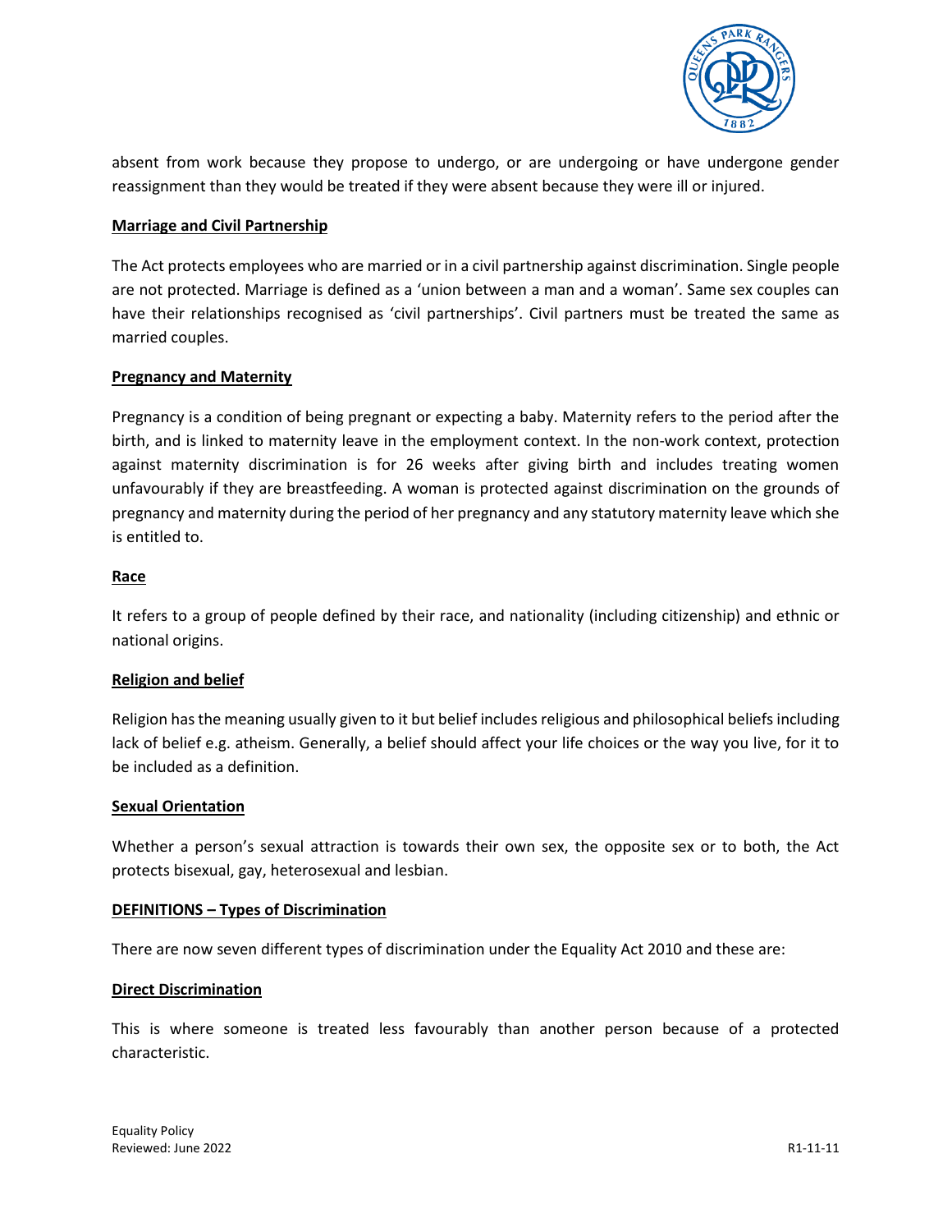absent from work because they propose to undergo, or are undergoing or have undergone gender reassignment than they would be treated if they were absent because they were ill or injured.

**Marriage and Civil Partnership**

The Act protects employees who are married or in a civil partnership against discrimination. Single people are not protected. Marriage is defined as a 'union between a man and a woman'. Same sex couples can have their relationships recognised as 'civil partnerships'. Civil partners must be treated the same as married couples.

**Pregnancy and Maternity**

Pregnancy is a condition of being pregnant or expecting a baby. Maternity refers to the period after the birth, and is linked to maternity leave in the employment context. In the non-work context, protection against maternity discrimination is for 26 weeks after giving birth and includes treating women unfavourably if they are breastfeeding. A woman is protected against discrimination on the grounds of pregnancy and maternity during the period of her pregnancy and any statutory maternity leave which she is entitled to.

**Race**

It refers to a group of people defined by their race, and nationality (including citizenship) and ethnic or national origins.

**Religion and belief**

Religion has the meaning usually given to it but belief includes religious and philosophical beliefs including lack of belief e.g. atheism. Generally, a belief should affect your life choices or the way you live, for it to be included as a definition.

**Sexual Orientation**

Whether a person's sexual attraction is towards their own sex, the opposite sex or to both, the Act protects bisexual, gay, heterosexual and lesbian.

**DEFINITIONS – Types of Discrimination**

There are now seven different types of discrimination under the Equality Act 2010 and these are:

**Direct Discrimination**

This is where someone is treated less favourably than another person because of a protected characteristic.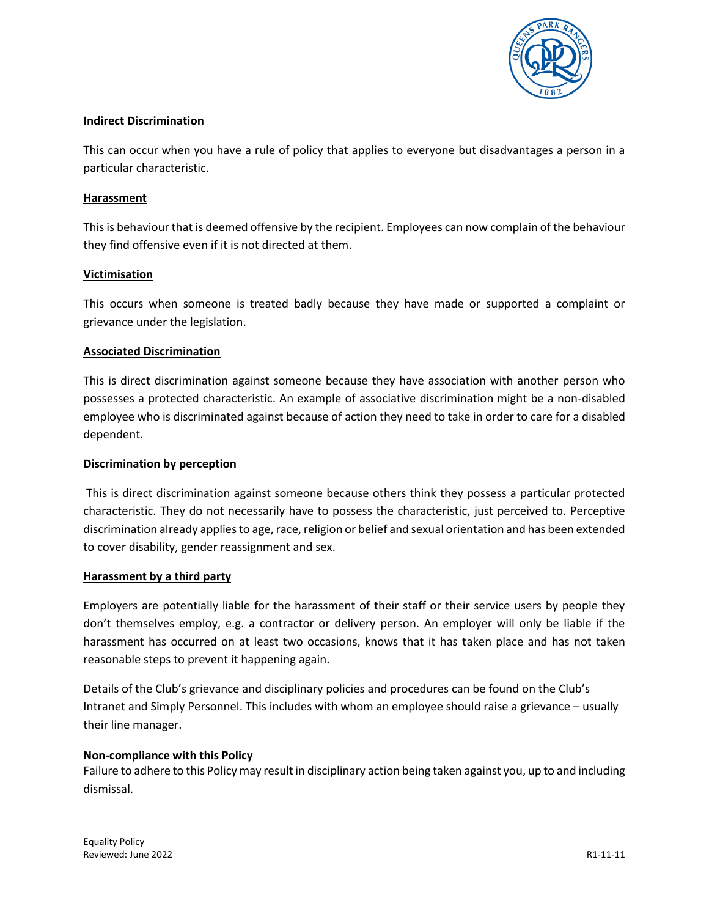**Indirect Discrimination**

This can occur when you have a rule of policy that applies to everyone but disadvantages a person in a particular characteristic.

**Harassment**

This is behaviour that is deemed offensive by the recipient. Employees can now complain of the behaviour they find offensive even if it is not directed at them.

**Victimisation**

This occurs when someone is treated badly because they have made or supported a complaint or grievance under the legislation.

**Associated Discrimination**

This is direct discrimination against someone because they have association with another person who possesses a protected characteristic. An example of associative discrimination might be a non-disabled employee who is discriminated against because of action they need to take in order to care for a disabled dependent.

**Discrimination by perception**

This is direct discrimination against someone because others think they possess a particular protected characteristic. They do not necessarily have to possess the characteristic, just perceived to. Perceptive discrimination already applies to age, race, religion or belief and sexual orientation and has been extended to cover disability, gender reassignment and sex.

**Harassment by a third party**

Employers are potentially liable for the harassment of their staff or their service users by people they don't themselves employ, e.g. a contractor or delivery person. An employer will only be liable if the harassment has occurred on at least two occasions, knows that it has taken place and has not taken reasonable steps to prevent it happening again.

Details of the Club's grievance and disciplinary policies and procedures can be found on the Club's Intranet and Simply Personnel. This includes with whom an employee should raise a grievance – usually their line manager.

**Non-compliance with this Policy**

Failure to adhere to this Policy may result in disciplinary action being taken against you, up to and including dismissal.